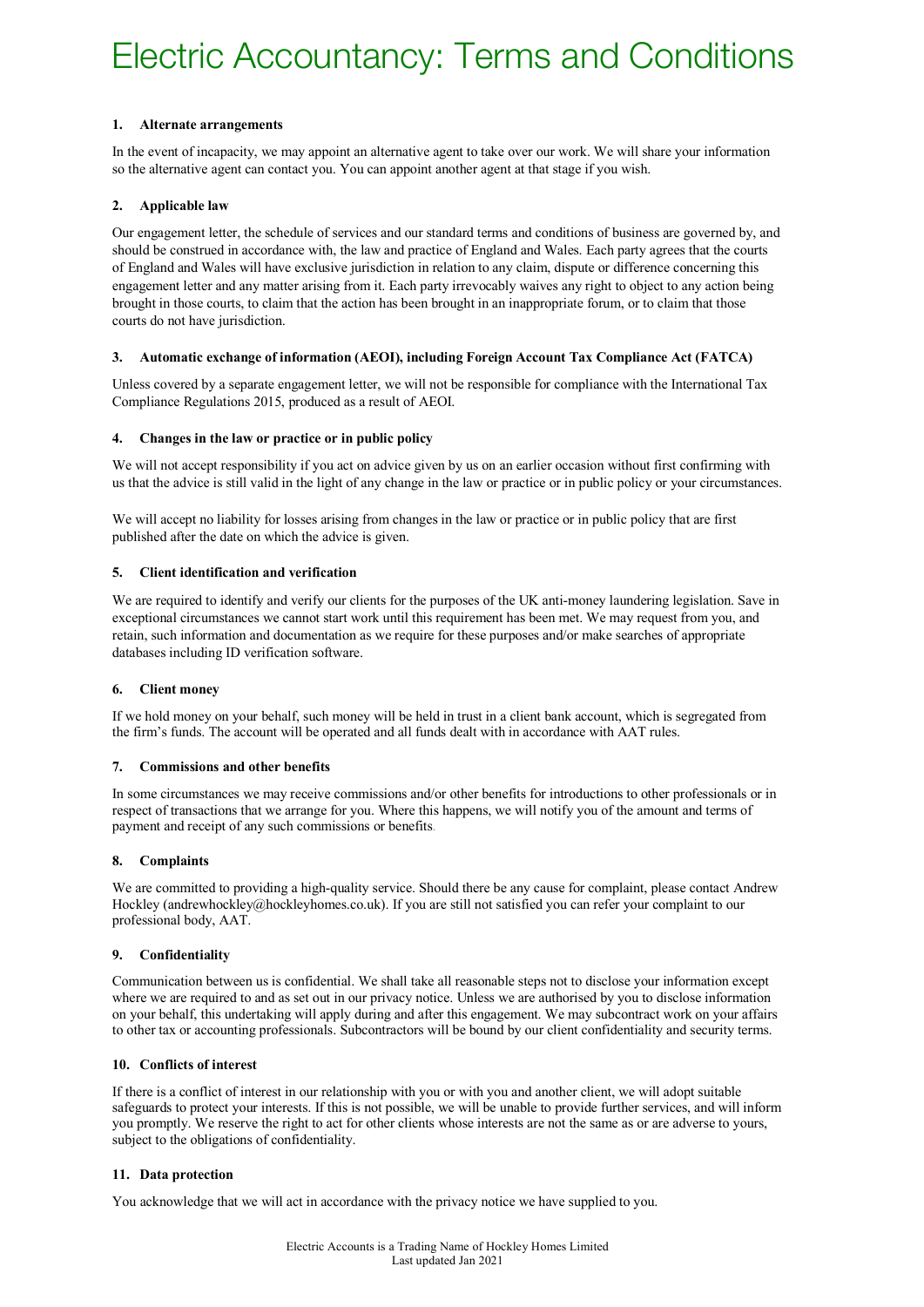# Electric Accountancy: Terms and Conditions

## 1. Alternate arrangements

In the event of incapacity, we may appoint an alternative agent to take over our work. We will share your information so the alternative agent can contact you. You can appoint another agent at that stage if you wish.

## 2. Applicable law

Our engagement letter, the schedule of services and our standard terms and conditions of business are governed by, and should be construed in accordance with, the law and practice of England and Wales. Each party agrees that the courts of England and Wales will have exclusive jurisdiction in relation to any claim, dispute or difference concerning this engagement letter and any matter arising from it. Each party irrevocably waives any right to object to any action being brought in those courts, to claim that the action has been brought in an inappropriate forum, or to claim that those courts do not have jurisdiction.

## 3. Automatic exchange of information (AEOI), including Foreign Account Tax Compliance Act (FATCA)

Unless covered by a separate engagement letter, we will not be responsible for compliance with the International Tax Compliance Regulations 2015, produced as a result of AEOI.

## 4. Changes in the law or practice or in public policy

We will not accept responsibility if you act on advice given by us on an earlier occasion without first confirming with us that the advice is still valid in the light of any change in the law or practice or in public policy or your circumstances.

We will accept no liability for losses arising from changes in the law or practice or in public policy that are first published after the date on which the advice is given.

## 5. Client identification and verification

We are required to identify and verify our clients for the purposes of the UK anti-money laundering legislation. Save in exceptional circumstances we cannot start work until this requirement has been met. We may request from you, and retain, such information and documentation as we require for these purposes and/or make searches of appropriate databases including ID verification software.

## 6. Client money

If we hold money on your behalf, such money will be held in trust in a client bank account, which is segregated from the firm's funds. The account will be operated and all funds dealt with in accordance with AAT rules.

## 7. Commissions and other benefits

In some circumstances we may receive commissions and/or other benefits for introductions to other professionals or in respect of transactions that we arrange for you. Where this happens, we will notify you of the amount and terms of payment and receipt of any such commissions or benefits.

## 8. Complaints

We are committed to providing a high-quality service. Should there be any cause for complaint, please contact Andrew Hockley (andrewhockley@hockleyhomes.co.uk). If you are still not satisfied you can refer your complaint to our professional body, AAT.

## 9. Confidentiality

Communication between us is confidential. We shall take all reasonable steps not to disclose your information except where we are required to and as set out in our privacy notice. Unless we are authorised by you to disclose information on your behalf, this undertaking will apply during and after this engagement. We may subcontract work on your affairs to other tax or accounting professionals. Subcontractors will be bound by our client confidentiality and security terms.

## 10. Conflicts of interest

If there is a conflict of interest in our relationship with you or with you and another client, we will adopt suitable safeguards to protect your interests. If this is not possible, we will be unable to provide further services, and will inform you promptly. We reserve the right to act for other clients whose interests are not the same as or are adverse to yours, subject to the obligations of confidentiality.

## 11. Data protection

You acknowledge that we will act in accordance with the privacy notice we have supplied to you.

Electric Accounts is a Trading Name of Hockley Homes Limited
Last updated Jan 2021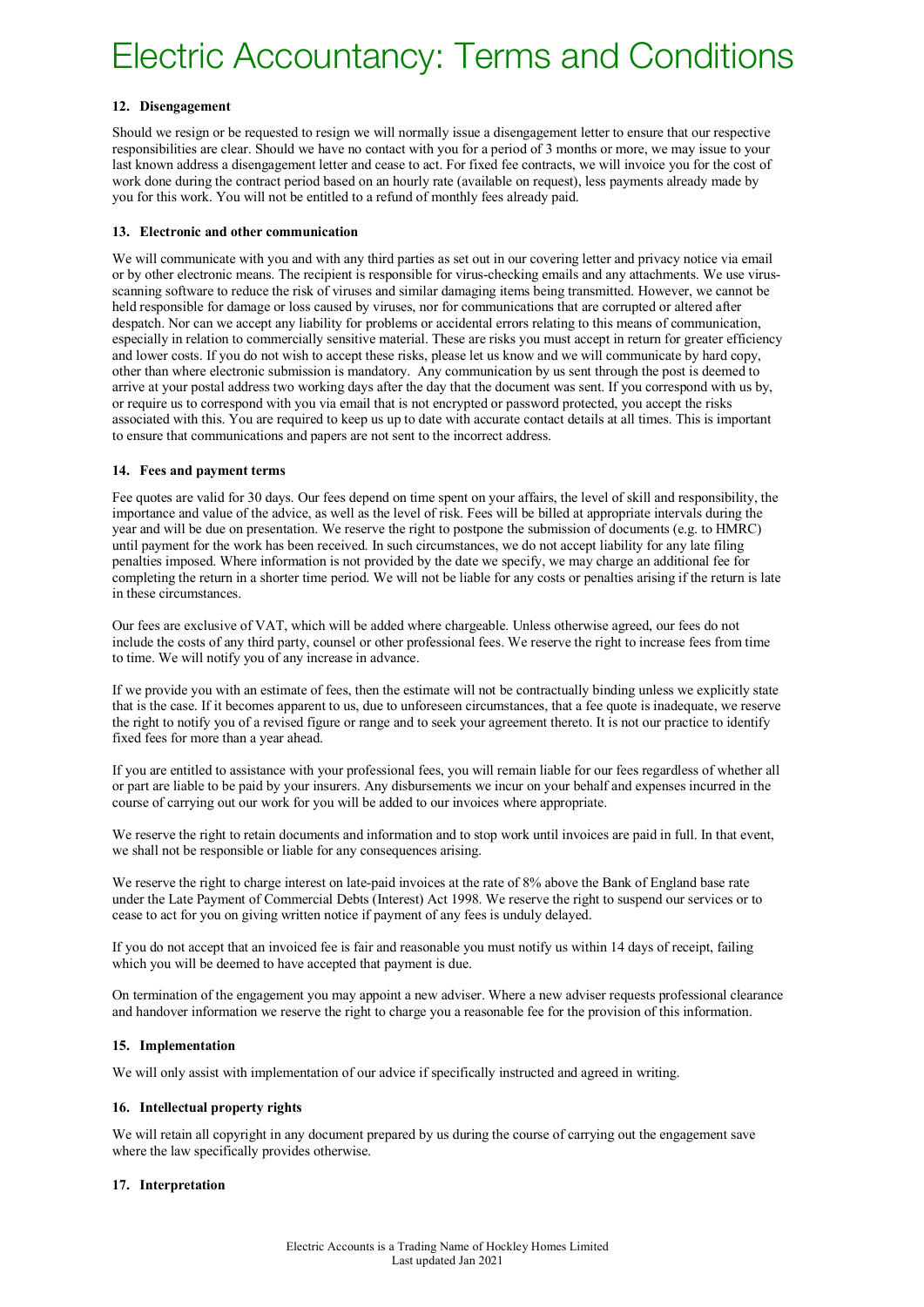### 12. Disengagement

Should we resign or be requested to resign we will normally issue a disengagement letter to ensure that our respective responsibilities are clear. Should we have no contact with you for a period of 3 months or more, we may issue to your last known address a disengagement letter and cease to act. For fixed fee contracts, we will invoice you for the cost of work done during the contract period based on an hourly rate (available on request), less payments already made by you for this work. You will not be entitled to a refund of monthly fees already paid.

### 13. Electronic and other communication

We will communicate with you and with any third parties as set out in our covering letter and privacy notice via email or by other electronic means. The recipient is responsible for virus-checking emails and any attachments. We use virus-scanning software to reduce the risk of viruses and similar damaging items being transmitted. However, we cannot be held responsible for damage or loss caused by viruses, nor for communications that are corrupted or altered after despatch. Nor can we accept any liability for problems or accidental errors relating to this means of communication, especially in relation to commercially sensitive material. These are risks you must accept in return for greater efficiency and lower costs. If you do not wish to accept these risks, please let us know and we will communicate by hard copy, other than where electronic submission is mandatory. Any communication by us sent through the post is deemed to arrive at your postal address two working days after the day that the document was sent. If you correspond with us by, or require us to correspond with you via email that is not encrypted or password protected, you accept the risks associated with this. You are required to keep us up to date with accurate contact details at all times. This is important to ensure that communications and papers are not sent to the incorrect address.

### 14. Fees and payment terms

Fees quotes are valid for 30 days. Our fees depend on time spent on your affairs, the level of skill and responsibility, the importance and value of the advice, as well as the level of risk. Fees will be billed at appropriate intervals during the year and will be due on presentation. We reserve the right to postpone the submission of documents (e.g. to HMRC) until payment for the work has been received. In such circumstances, we do not accept liability for any late filing penalties imposed. Where information is not provided by the date we specify, we may charge an additional fee for completing the return in a shorter time period. We will not be liable for any costs or penalties arising if the return is late in these circumstances.

Our fees are exclusive of VAT, which will be added where chargeable. Unless otherwise agreed, our fees do not include the costs of any third party, counsel or other professional fees. We reserve the right to increase fees from time to time. We will notify you of any increase in advance.

If we provide you with an estimate of fees, then the estimate will not be contractually binding unless we explicitly state that is the case. If it becomes apparent to us, due to unforeseen circumstances, that a fee quote is inadequate, we reserve the right to notify you of a revised figure or range and to seek your agreement thereto. It is not our practice to identify fixed fees for more than a year ahead.

If you are entitled to assistance with your professional fees, you will remain liable for our fees regardless of whether all or part are liable to be paid by your insurers. Any disbursements we incur on your behalf and expenses incurred in the course of carrying out our work for you will be added to our invoices where appropriate.

We reserve the right to retain documents and information and to stop work until invoices are paid in full. In that event, we shall not be responsible or liable for any consequences arising.

We reserve the right to charge interest on late-paid invoices at the rate of 8% above the Bank of England base rate under the Late Payment of Commercial Debts (Interest) Act 1998. We reserve the right to suspend our services or to cease to act for you on giving written notice if payment of any fees is unduly delayed.

If you do not accept that an invoiced fee is fair and reasonable you must notify us within 14 days of receipt, failing which you will be deemed to have accepted that payment is due.

On termination of the engagement you may appoint a new adviser. Where a new adviser requests professional clearance and handover information we reserve the right to charge you a reasonable fee for the provision of this information.

### 15. Implementation

We will only assist with implementation of our advice if specifically instructed and agreed in writing.

### 16. Intellectual property rights

We will retain all copyright in any document prepared by us during the course of carrying out the engagement save where the law specifically provides otherwise.

### 17. Interpretation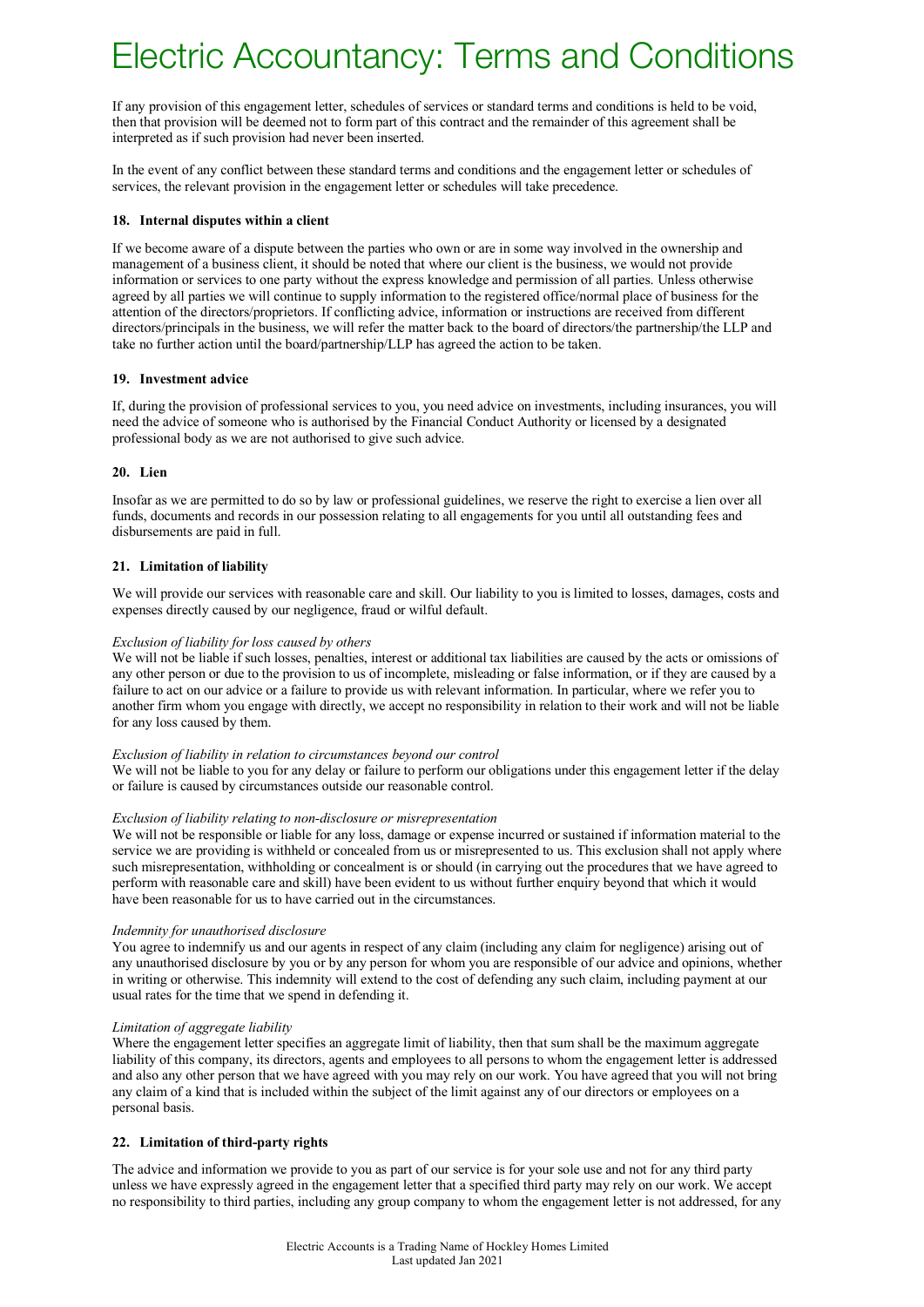# Electric Accountancy: Terms and Conditions

If any provision of this engagement letter, schedules of services or standard terms and conditions is held to be void, then that provision will be deemed not to form part of this contract and the remainder of this agreement shall be interpreted as if such provision had never been inserted.

In the event of any conflict between these standard terms and conditions and the engagement letter or schedules of services, the relevant provision in the engagement letter or schedules will take precedence.

### 18. Internal disputes within a client

If we become aware of a dispute between the parties who own or are in some way involved in the ownership and management of a business client, it should be noted that where our client is the business, we would not provide information or services to one party without the express knowledge and permission of all parties. Unless otherwise agreed by all parties we will continue to supply information to the registered office/normal place of business for the attention of the directors/proprietors. If conflicting advice, information or instructions are received from different directors/principals in the business, we will refer the matter back to the board of directors/the partnership/the LLP and take no further action until the board/partnership/LLP has agreed the action to be taken.

### 19. Investment advice

If, during the provision of professional services to you, you need advice on investments, including insurances, you will need the advice of someone who is authorised by the Financial Conduct Authority or licensed by a designated professional body as we are not authorised to give such advice.

### 20. Lien

Insofar as we are permitted to do so by law or professional guidelines, we reserve the right to exercise a lien over all funds, documents and records in our possession relating to all engagements for you until all outstanding fees and disbursements are paid in full.

### 21. Limitation of liability

We will provide our services with reasonable care and skill. Our liability to you is limited to losses, damages, costs and expenses directly caused by our negligence, fraud or wilful default.

*Exclusion of liability for loss caused by others*
We will not be liable if such losses, penalties, interest or additional tax liabilities are caused by the acts or omissions of any other person or due to the provision to us of incomplete, misleading or false information, or if they are caused by a failure to act on our advice or a failure to provide us with relevant information. In particular, where we refer you to another firm whom you engage with directly, we accept no responsibility in relation to their work and will not be liable for any loss caused by them.

*Exclusion of liability in relation to circumstances beyond our control*
We will not be liable to you for any delay or failure to perform our obligations under this engagement letter if the delay or failure is caused by circumstances outside our reasonable control.

*Exclusion of liability relating to non-disclosure or misrepresentation*
We will not be responsible or liable for any loss, damage or expense incurred or sustained if information material to the service we are providing is withheld or concealed from us or misrepresented to us. This exclusion shall not apply where such misrepresentation, withholding or concealment is or should (in carrying out the procedures that we have agreed to perform with reasonable care and skill) have been evident to us without further enquiry beyond that which it would have been reasonable for us to have carried out in the circumstances.

*Indemnity for unauthorised disclosure*
You agree to indemnify us and our agents in respect of any claim (including any claim for negligence) arising out of any unauthorised disclosure by you or by any person for whom you are responsible of our advice and opinions, whether in writing or otherwise. This indemnity will extend to the cost of defending any such claim, including payment at our usual rates for the time that we spend in defending it.

*Limitation of aggregate liability*
Where the engagement letter specifies an aggregate limit of liability, then that sum shall be the maximum aggregate liability of this company, its directors, agents and employees to all persons to whom the engagement letter is addressed and also any other person that we have agreed with you may rely on our work. You have agreed that you will not bring any claim of a kind that is included within the subject of the limit against any of our directors or employees on a personal basis.

### 22. Limitation of third-party rights

The advice and information we provide to you as part of our service is for your sole use and not for any third party unless we have expressly agreed in the engagement letter that a specified third party may rely on our work. We accept no responsibility to third parties, including any group company to whom the engagement letter is not addressed, for any

Electric Accounts is a Trading Name of Hockley Homes Limited
Last updated Jan 2021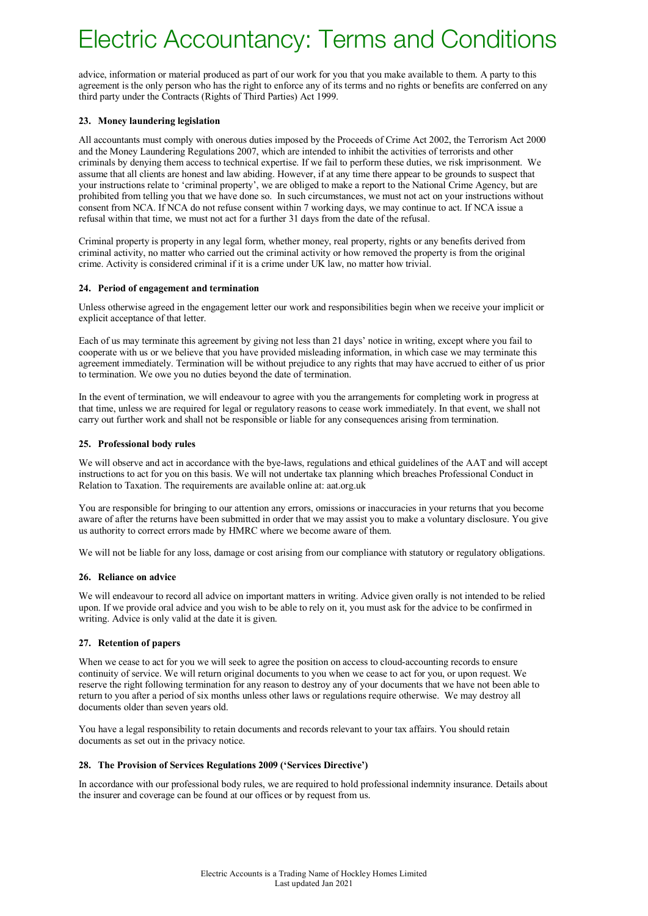advice, information or material produced as part of our work for you that you make available to them. A party to this agreement is the only person who has the right to enforce any of its terms and no rights or benefits are conferred on any third party under the Contracts (Rights of Third Parties) Act 1999.

### 23. Money laundering legislation

All accountants must comply with onerous duties imposed by the Proceeds of Crime Act 2002, the Terrorism Act 2000 and the Money Laundering Regulations 2007, which are intended to inhibit the activities of terrorists and other criminals by denying them access to technical expertise. If we fail to perform these duties, we risk imprisonment. We assume that all clients are honest and law abiding. However, if at any time there appear to be grounds to suspect that your instructions relate to 'criminal property', we are obliged to make a report to the National Crime Agency, but are prohibited from telling you that we have done so. In such circumstances, we must not act on your instructions without consent from NCA. If NCA do not refuse consent within 7 working days, we may continue to act. If NCA issue a refusal within that time, we must not act for a further 31 days from the date of the refusal.

Criminal property is property in any legal form, whether money, real property, rights or any benefits derived from criminal activity, no matter who carried out the criminal activity or how removed the property is from the original crime. Activity is considered criminal if it is a crime under UK law, no matter how trivial.

### 24. Period of engagement and termination

Unless otherwise agreed in the engagement letter our work and responsibilities begin when we receive your implicit or explicit acceptance of that letter.

Each of us may terminate this agreement by giving not less than 21 days' notice in writing, except where you fail to cooperate with us or we believe that you have provided misleading information, in which case we may terminate this agreement immediately. Termination will be without prejudice to any rights that may have accrued to either of us prior to termination. We owe you no duties beyond the date of termination.

In the event of termination, we will endeavour to agree with you the arrangements for completing work in progress at that time, unless we are required for legal or regulatory reasons to cease work immediately. In that event, we shall not carry out further work and shall not be responsible or liable for any consequences arising from termination.

### 25. Professional body rules

We will observe and act in accordance with the bye-laws, regulations and ethical guidelines of the AAT and will accept instructions to act for you on this basis. We will not undertake tax planning which breaches Professional Conduct in Relation to Taxation. The requirements are available online at: aat.org.uk

You are responsible for bringing to our attention any errors, omissions or inaccuracies in your returns that you become aware of after the returns have been submitted in order that we may assist you to make a voluntary disclosure. You give us authority to correct errors made by HMRC where we become aware of them.

We will not be liable for any loss, damage or cost arising from our compliance with statutory or regulatory obligations.

### 26. Reliance on advice

We will endeavour to record all advice on important matters in writing. Advice given orally is not intended to be relied upon. If we provide oral advice and you wish to be able to rely on it, you must ask for the advice to be confirmed in writing. Advice is only valid at the date it is given.

### 27. Retention of papers

When we cease to act for you we will seek to agree the position on access to cloud-accounting records to ensure continuity of service. We will return original documents to you when we cease to act for you, or upon request. We reserve the right following termination for any reason to destroy any of your documents that we have not been able to return to you after a period of six months unless other laws or regulations require otherwise. We may destroy all documents older than seven years old.

You have a legal responsibility to retain documents and records relevant to your tax affairs. You should retain documents as set out in the privacy notice.

### 28. The Provision of Services Regulations 2009 ('Services Directive')

In accordance with our professional body rules, we are required to hold professional indemnity insurance. Details about the insurer and coverage can be found at our offices or by request from us.